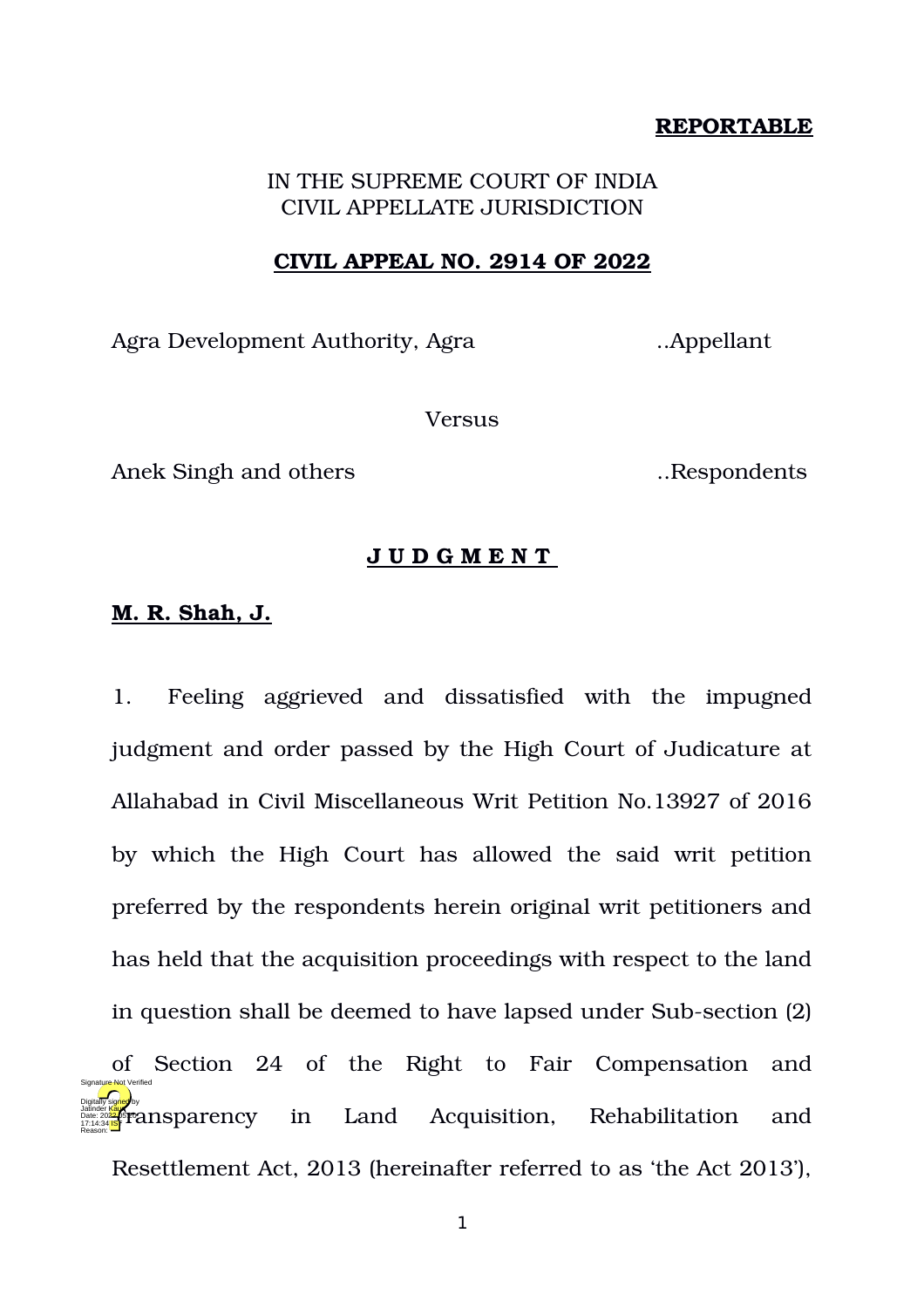**REPORTABLE**

IN THE SUPREME COURT OF INDIA
CIVIL APPELLATE JURISDICTION

**CIVIL APPEAL NO. 2914 OF 2022**

Agra Development Authority, Agra ..Appellant

Versus

Anek Singh and others ..Respondents

**J U D G M E N T**

**M. R. Shah, J.**

1. Feeling aggrieved and dissatisfied with the impugned judgment and order passed by the High Court of Judicature at Allahabad in Civil Miscellaneous Writ Petition No.13927 of 2016 by which the High Court has allowed the said writ petition preferred by the respondents herein original writ petitioners and has held that the acquisition proceedings with respect to the land in question shall be deemed to have lapsed under Sub-section (2) of Section 24 of the Right to Fair Compensation and Transparency in Land Acquisition, Rehabilitation and Resettlement Act, 2013 (hereinafter referred to as 'the Act 2013'),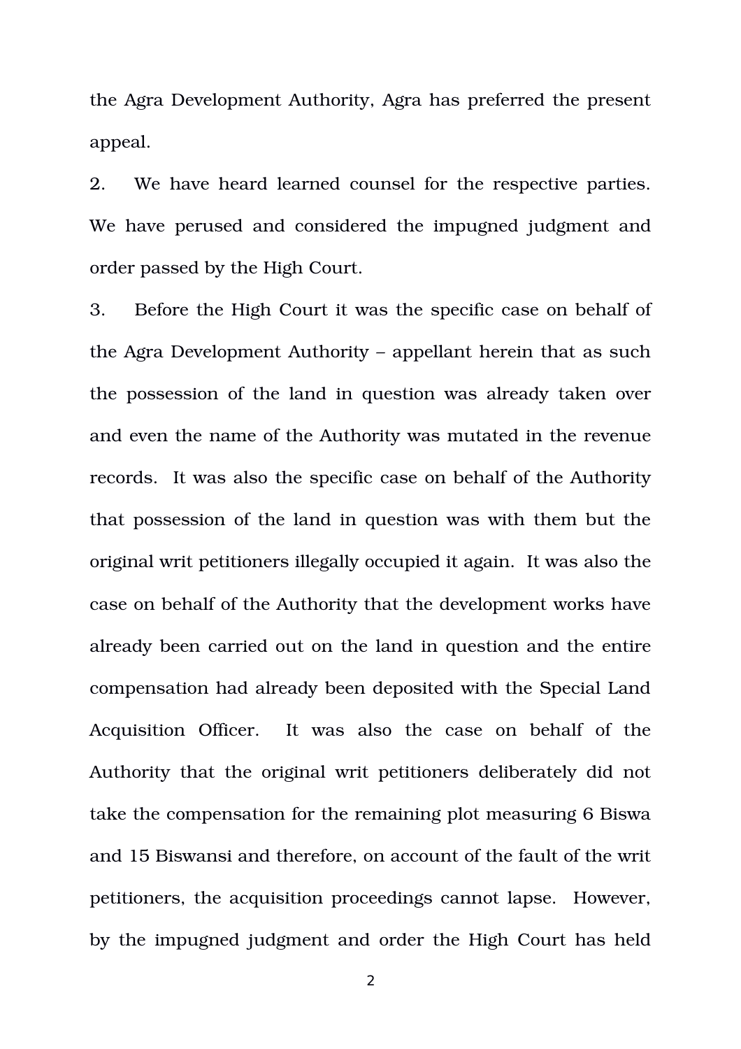the Agra Development Authority, Agra has preferred the present appeal.

2. We have heard learned counsel for the respective parties. We have perused and considered the impugned judgment and order passed by the High Court.

3. Before the High Court it was the specific case on behalf of the Agra Development Authority – appellant herein that as such the possession of the land in question was already taken over and even the name of the Authority was mutated in the revenue records. It was also the specific case on behalf of the Authority that possession of the land in question was with them but the original writ petitioners illegally occupied it again. It was also the case on behalf of the Authority that the development works have already been carried out on the land in question and the entire compensation had already been deposited with the Special Land Acquisition Officer. It was also the case on behalf of the Authority that the original writ petitioners deliberately did not take the compensation for the remaining plot measuring 6 Biswa and 15 Biswansi and therefore, on account of the fault of the writ petitioners, the acquisition proceedings cannot lapse. However, by the impugned judgment and order the High Court has held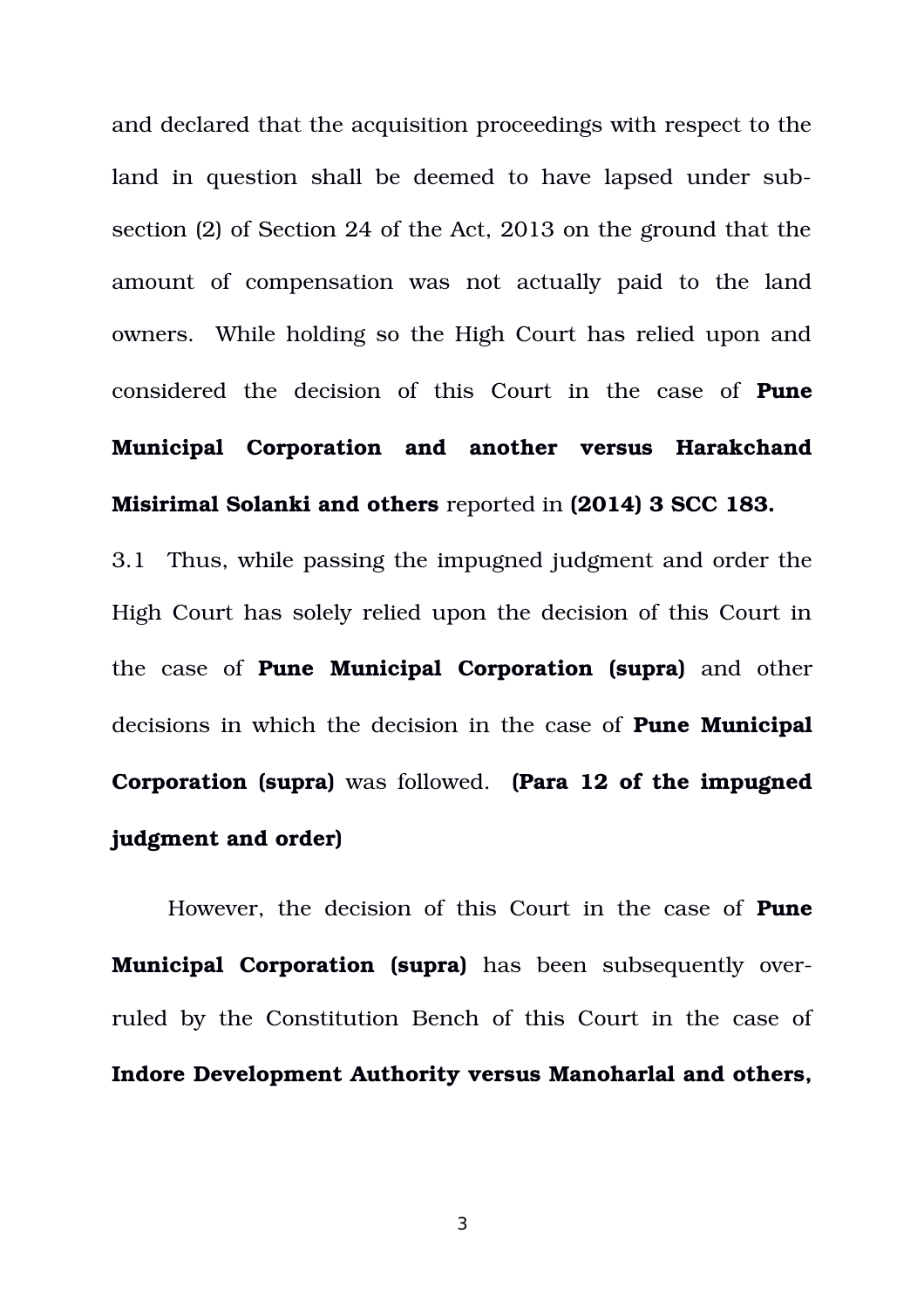and declared that the acquisition proceedings with respect to the land in question shall be deemed to have lapsed under sub-section (2) of Section 24 of the Act, 2013 on the ground that the amount of compensation was not actually paid to the land owners. While holding so the High Court has relied upon and considered the decision of this Court in the case of **Pune Municipal Corporation and another versus Harakchand Misirimal Solanki and others** reported in **(2014) 3 SCC 183.**

3.1 Thus, while passing the impugned judgment and order the High Court has solely relied upon the decision of this Court in the case of **Pune Municipal Corporation (supra)** and other decisions in which the decision in the case of **Pune Municipal Corporation (supra)** was followed. **(Para 12 of the impugned judgment and order)**

However, the decision of this Court in the case of **Pune Municipal Corporation (supra)** has been subsequently over-ruled by the Constitution Bench of this Court in the case of **Indore Development Authority versus Manoharlal and others,**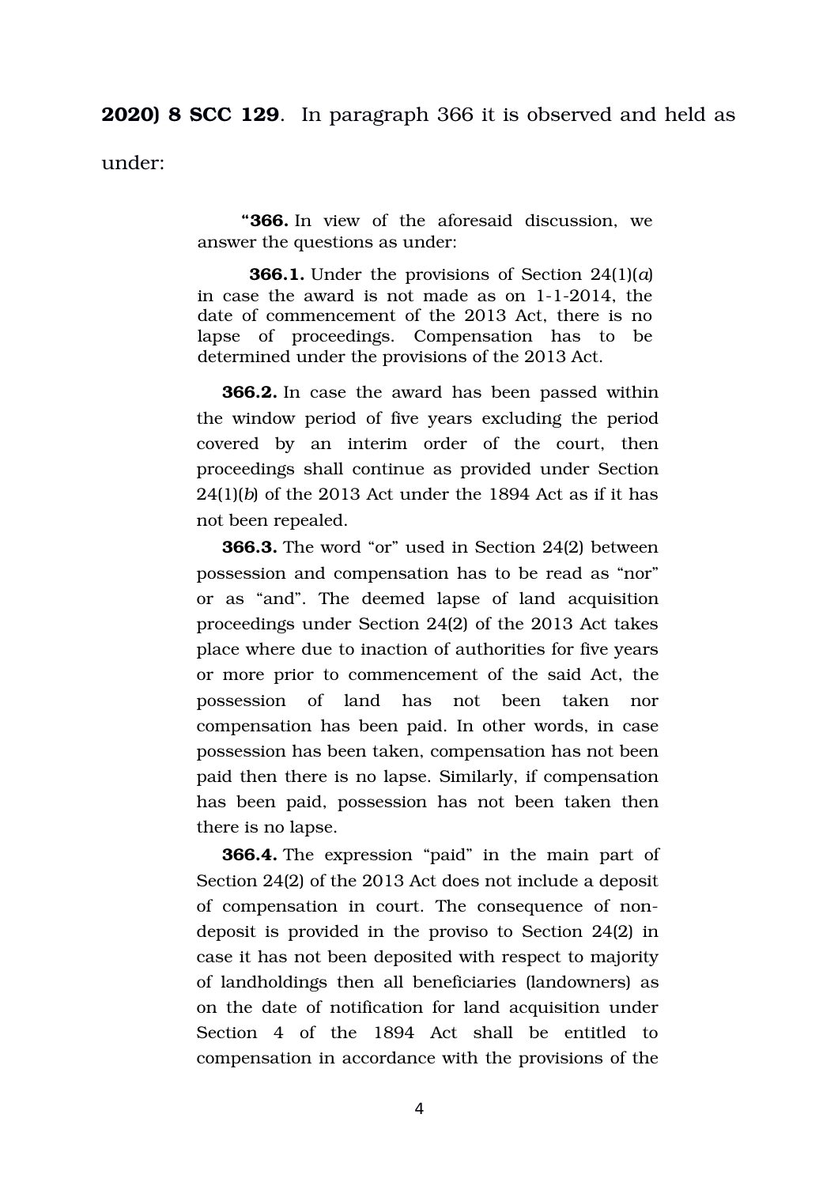**2020) 8 SCC 129**. In paragraph 366 it is observed and held as under:

> "**366.** In view of the aforesaid discussion, we answer the questions as under:
>
> **366.1.** Under the provisions of Section 24(1)(*a*) in case the award is not made as on 1-1-2014, the date of commencement of the 2013 Act, there is no lapse of proceedings. Compensation has to be determined under the provisions of the 2013 Act.
>
> **366.2.** In case the award has been passed within the window period of five years excluding the period covered by an interim order of the court, then proceedings shall continue as provided under Section 24(1)(*b*) of the 2013 Act under the 1894 Act as if it has not been repealed.
>
> **366.3.** The word "or" used in Section 24(2) between possession and compensation has to be read as "nor" or as "and". The deemed lapse of land acquisition proceedings under Section 24(2) of the 2013 Act takes place where due to inaction of authorities for five years or more prior to commencement of the said Act, the possession of land has not been taken nor compensation has been paid. In other words, in case possession has been taken, compensation has not been paid then there is no lapse. Similarly, if compensation has been paid, possession has not been taken then there is no lapse.
>
> **366.4.** The expression "paid" in the main part of Section 24(2) of the 2013 Act does not include a deposit of compensation in court. The consequence of non-deposit is provided in the proviso to Section 24(2) in case it has not been deposited with respect to majority of landholdings then all beneficiaries (landowners) as on the date of notification for land acquisition under Section 4 of the 1894 Act shall be entitled to compensation in accordance with the provisions of the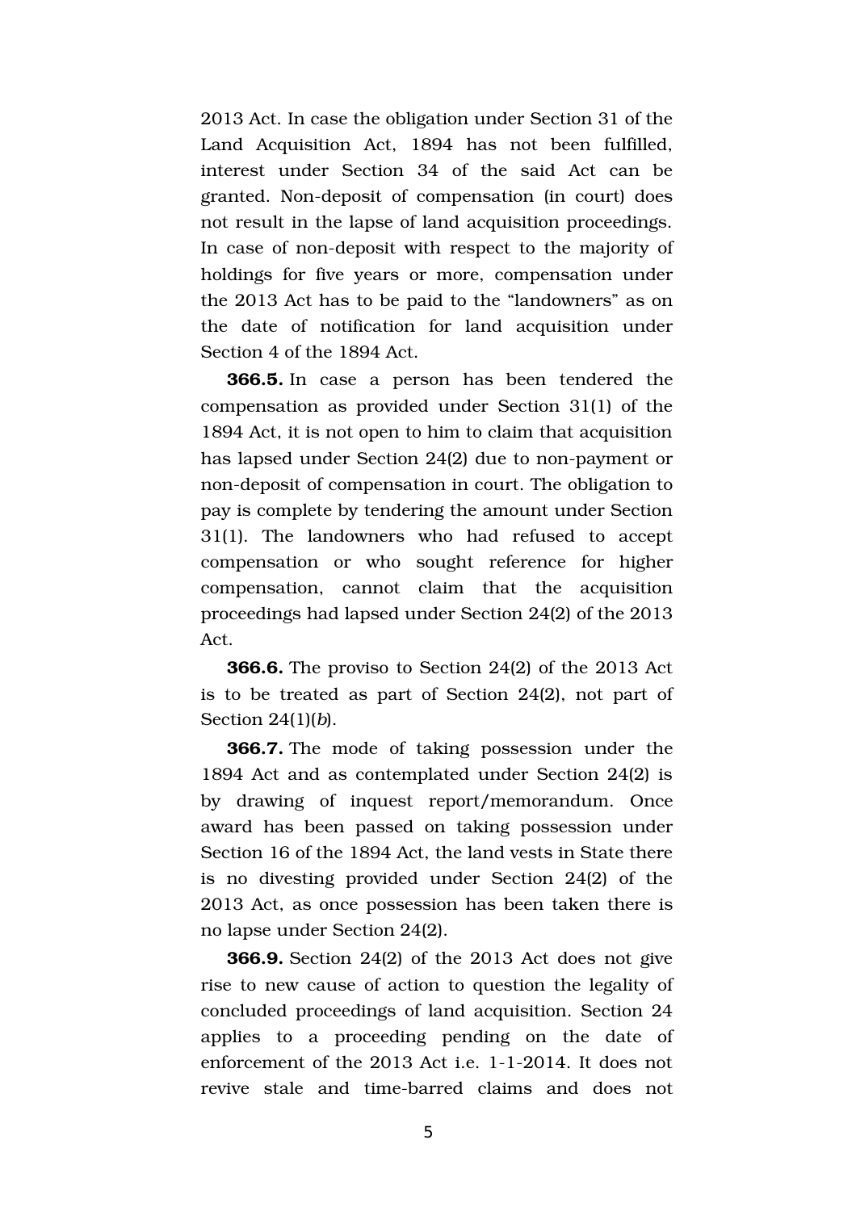2013 Act. In case the obligation under Section 31 of the Land Acquisition Act, 1894 has not been fulfilled, interest under Section 34 of the said Act can be granted. Non-deposit of compensation (in court) does not result in the lapse of land acquisition proceedings. In case of non-deposit with respect to the majority of holdings for five years or more, compensation under the 2013 Act has to be paid to the "landowners" as on the date of notification for land acquisition under Section 4 of the 1894 Act.

**366.5.** In case a person has been tendered the compensation as provided under Section 31(1) of the 1894 Act, it is not open to him to claim that acquisition has lapsed under Section 24(2) due to non-payment or non-deposit of compensation in court. The obligation to pay is complete by tendering the amount under Section 31(1). The landowners who had refused to accept compensation or who sought reference for higher compensation, cannot claim that the acquisition proceedings had lapsed under Section 24(2) of the 2013 Act.

**366.6.** The proviso to Section 24(2) of the 2013 Act is to be treated as part of Section 24(2), not part of Section 24(1)(*b*).

**366.7.** The mode of taking possession under the 1894 Act and as contemplated under Section 24(2) is by drawing of inquest report/memorandum. Once award has been passed on taking possession under Section 16 of the 1894 Act, the land vests in State there is no divesting provided under Section 24(2) of the 2013 Act, as once possession has been taken there is no lapse under Section 24(2).

**366.9.** Section 24(2) of the 2013 Act does not give rise to new cause of action to question the legality of concluded proceedings of land acquisition. Section 24 applies to a proceeding pending on the date of enforcement of the 2013 Act i.e. 1-1-2014. It does not revive stale and time-barred claims and does not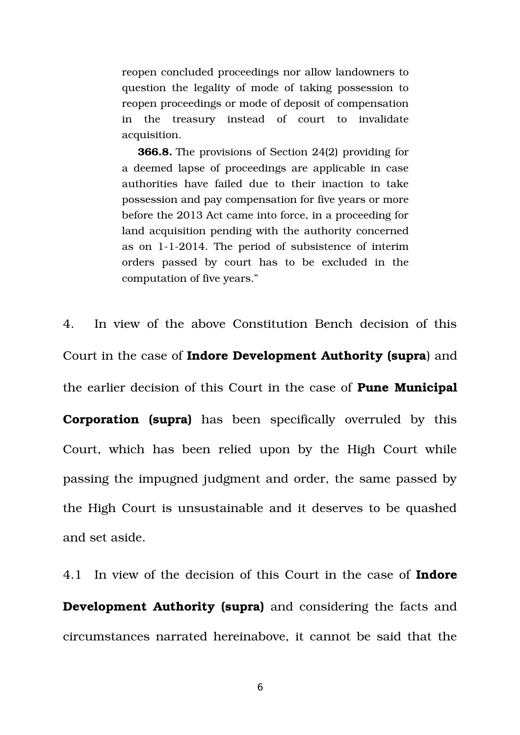> reopen concluded proceedings nor allow landowners to question the legality of mode of taking possession to reopen proceedings or mode of deposit of compensation in the treasury instead of court to invalidate acquisition.
>
> **366.8.** The provisions of Section 24(2) providing for a deemed lapse of proceedings are applicable in case authorities have failed due to their inaction to take possession and pay compensation for five years or more before the 2013 Act came into force, in a proceeding for land acquisition pending with the authority concerned as on 1-1-2014. The period of subsistence of interim orders passed by court has to be excluded in the computation of five years."

4. In view of the above Constitution Bench decision of this Court in the case of **Indore Development Authority (supra**) and the earlier decision of this Court in the case of **Pune Municipal Corporation (supra)** has been specifically overruled by this Court, which has been relied upon by the High Court while passing the impugned judgment and order, the same passed by the High Court is unsustainable and it deserves to be quashed and set aside.

4.1 In view of the decision of this Court in the case of **Indore Development Authority (supra)** and considering the facts and circumstances narrated hereinabove, it cannot be said that the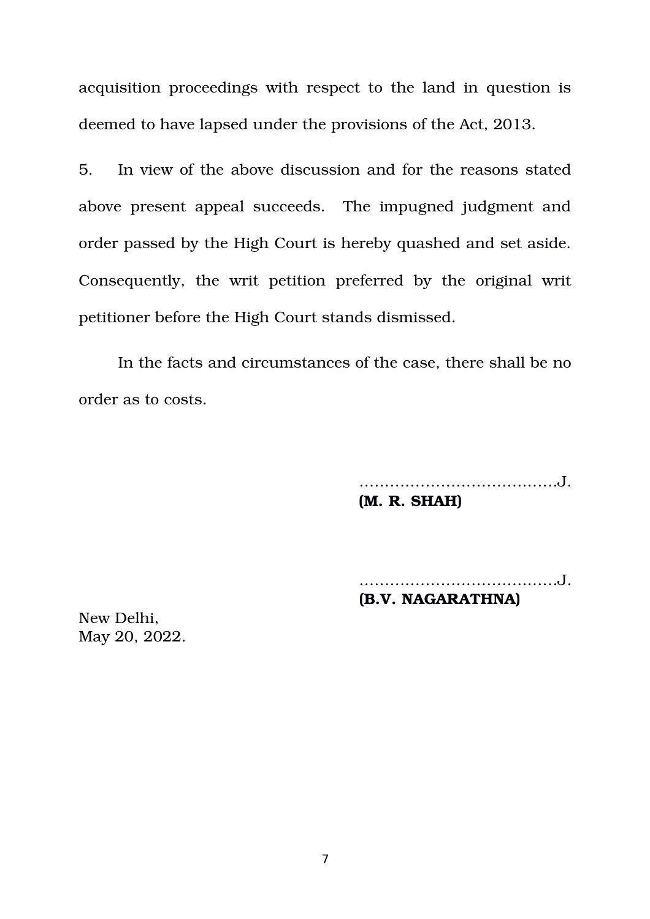acquisition proceedings with respect to the land in question is deemed to have lapsed under the provisions of the Act, 2013.

5. In view of the above discussion and for the reasons stated above present appeal succeeds. The impugned judgment and order passed by the High Court is hereby quashed and set aside. Consequently, the writ petition preferred by the original writ petitioner before the High Court stands dismissed.

In the facts and circumstances of the case, there shall be no order as to costs.

………………………………….J.
**(M. R. SHAH)**

………………………………….J.
**(B.V. NAGARATHNA)**

New Delhi,
May 20, 2022.